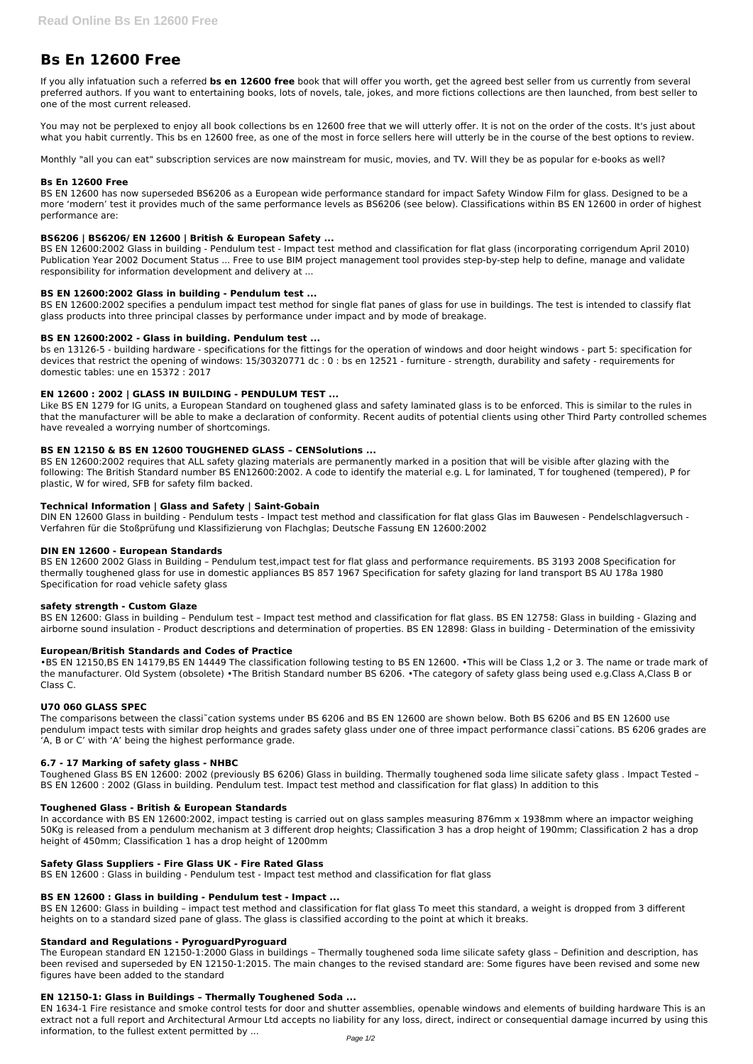# Bs En 12600 Free

If you ally infatuation such a referred **bs en 12600 free** book that will offer you worth, get the agreed best seller from us currently from several preferred authors. If you want to entertaining books, lots of novels, tale, jokes, and more fictions collections are then launched, from best seller to one of the most current released.

You may not be perplexed to enjoy all book collections bs en 12600 free that we will utterly offer. It is not on the order of the costs. It's just about what you habit currently. This bs en 12600 free, as one of the most in force sellers here will utterly be in the course of the best options to review.

Monthly "all you can eat" subscription services are now mainstream for music, movies, and TV. Will they be as popular for e-books as well?

### Bs En 12600 Free

BS EN 12600 has now superseded BS6206 as a European wide performance standard for impact Safety Window Film for glass. Designed to be a more 'modern' test it provides much of the same performance levels as BS6206 (see below). Classifications within BS EN 12600 in order of highest performance are:

### BS6206 | BS6206/ EN 12600 | British & European Safety ...

BS EN 12600:2002 Glass in building - Pendulum test - Impact test method and classification for flat glass (incorporating corrigendum April 2010) Publication Year 2002 Document Status ... Free to use BIM project management tool provides step-by-step help to define, manage and validate responsibility for information development and delivery at ...

### BS EN 12600:2002 Glass in building - Pendulum test ...

BS EN 12600:2002 specifies a pendulum impact test method for single flat panes of glass for use in buildings. The test is intended to classify flat glass products into three principal classes by performance under impact and by mode of breakage.

### BS EN 12600:2002 - Glass in building. Pendulum test ...

bs en 13126-5 - building hardware - specifications for the fittings for the operation of windows and door height windows - part 5: specification for devices that restrict the opening of windows: 15/30320771 dc : 0 : bs en 12521 - furniture - strength, durability and safety - requirements for domestic tables: une en 15372 : 2017

### EN 12600 : 2002 | GLASS IN BUILDING - PENDULUM TEST ...

Like BS EN 1279 for IG units, a European Standard on toughened glass and safety laminated glass is to be enforced. This is similar to the rules in that the manufacturer will be able to make a declaration of conformity. Recent audits of potential clients using other Third Party controlled schemes have revealed a worrying number of shortcomings.

### BS EN 12150 & BS EN 12600 TOUGHENED GLASS – CENSolutions ...

BS EN 12600:2002 requires that ALL safety glazing materials are permanently marked in a position that will be visible after glazing with the following: The British Standard number BS EN12600:2002. A code to identify the material e.g. L for laminated, T for toughened (tempered), P for plastic, W for wired, SFB for safety film backed.

### Technical Information | Glass and Safety | Saint-Gobain

DIN EN 12600 Glass in building - Pendulum tests - Impact test method and classification for flat glass Glas im Bauwesen - Pendelschlagversuch - Verfahren für die Stoßprüfung und Klassifizierung von Flachglas; Deutsche Fassung EN 12600:2002

### DIN EN 12600 - European Standards

BS EN 12600 2002 Glass in Building – Pendulum test,impact test for flat glass and performance requirements. BS 3193 2008 Specification for thermally toughened glass for use in domestic appliances BS 857 1967 Specification for safety glazing for land transport BS AU 178a 1980 Specification for road vehicle safety glass

### safety strength - Custom Glaze

BS EN 12600: Glass in building – Pendulum test – Impact test method and classification for flat glass. BS EN 12758: Glass in building - Glazing and airborne sound insulation - Product descriptions and determination of properties. BS EN 12898: Glass in building - Determination of the emissivity

### European/British Standards and Codes of Practice

•BS EN 12150,BS EN 14179,BS EN 14449 The classification following testing to BS EN 12600. •This will be Class 1,2 or 3. The name or trade mark of the manufacturer. Old System (obsolete) •The British Standard number BS 6206. •The category of safety glass being used e.g.Class A,Class B or Class C.

### U70 060 GLASS SPEC

The comparisons between the classi˜cation systems under BS 6206 and BS EN 12600 are shown below. Both BS 6206 and BS EN 12600 use pendulum impact tests with similar drop heights and grades safety glass under one of three impact performance classi˜cations. BS 6206 grades are 'A, B or C' with 'A' being the highest performance grade.

### 6.7 - 17 Marking of safety glass - NHBC

Toughened Glass BS EN 12600: 2002 (previously BS 6206) Glass in building. Thermally toughened soda lime silicate safety glass . Impact Tested – BS EN 12600 : 2002 (Glass in building. Pendulum test. Impact test method and classification for flat glass) In addition to this

### Toughened Glass - British & European Standards

In accordance with BS EN 12600:2002, impact testing is carried out on glass samples measuring 876mm x 1938mm where an impactor weighing 50Kg is released from a pendulum mechanism at 3 different drop heights; Classification 3 has a drop height of 190mm; Classification 2 has a drop height of 450mm; Classification 1 has a drop height of 1200mm

### Safety Glass Suppliers - Fire Glass UK - Fire Rated Glass

BS EN 12600 : Glass in building - Pendulum test - Impact test method and classification for flat glass

### BS EN 12600 : Glass in building - Pendulum test - Impact ...

BS EN 12600: Glass in building – impact test method and classification for flat glass To meet this standard, a weight is dropped from 3 different heights on to a standard sized pane of glass. The glass is classified according to the point at which it breaks.

### Standard and Regulations - PyroguardPyroguard

The European standard EN 12150-1:2000 Glass in buildings – Thermally toughened soda lime silicate safety glass – Definition and description, has been revised and superseded by EN 12150-1:2015. The main changes to the revised standard are: Some figures have been revised and some new figures have been added to the standard

### EN 12150-1: Glass in Buildings – Thermally Toughened Soda ...

EN 1634-1 Fire resistance and smoke control tests for door and shutter assemblies, openable windows and elements of building hardware This is an extract not a full report and Architectural Armour Ltd accepts no liability for any loss, direct, indirect or consequential damage incurred by using this information, to the fullest extent permitted by ...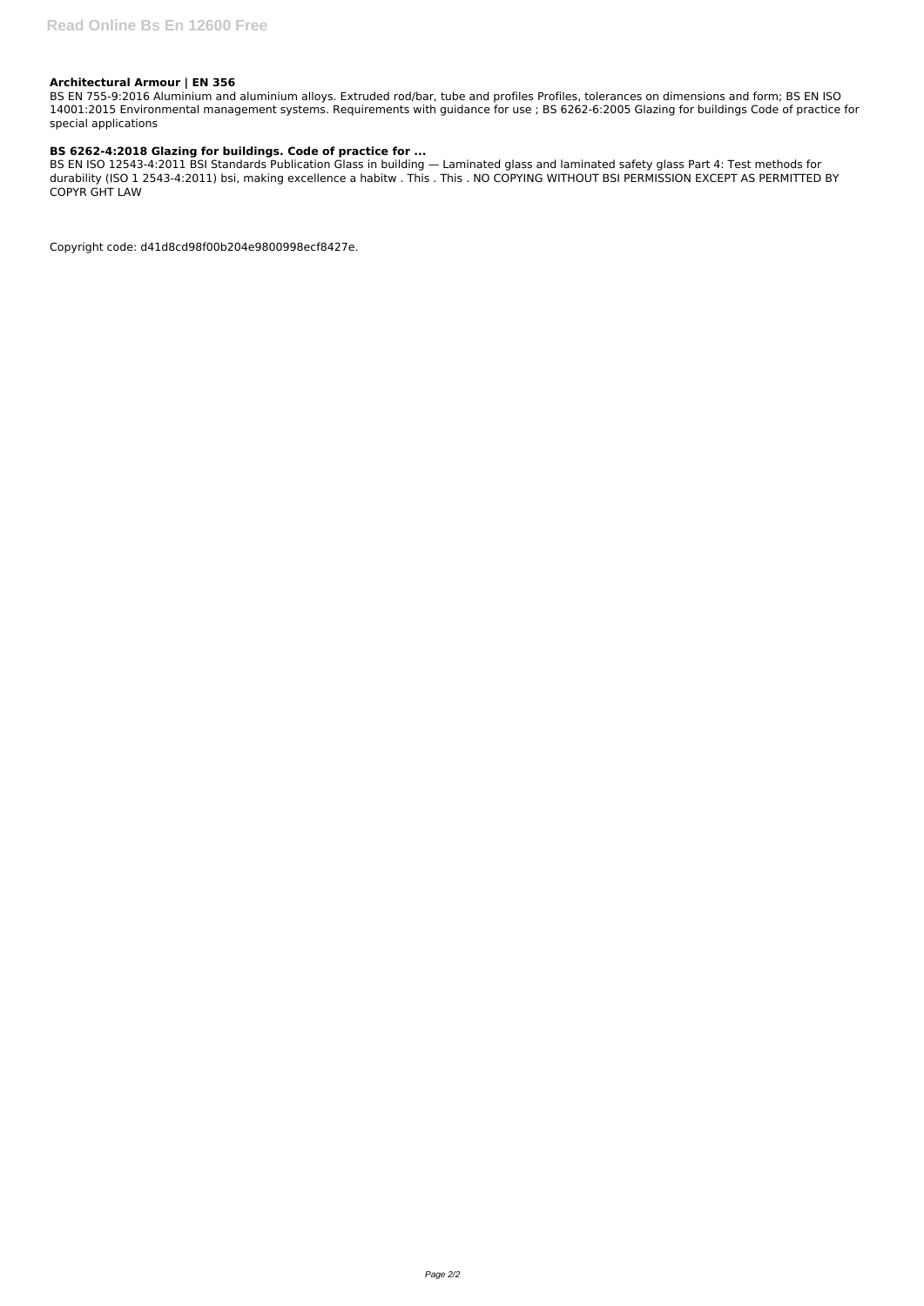### Architectural Armour | EN 356

BS EN 755-9:2016 Aluminium and aluminium alloys. Extruded rod/bar, tube and profiles Profiles, tolerances on dimensions and form; BS EN ISO 14001:2015 Environmental management systems. Requirements with guidance for use ; BS 6262-6:2005 Glazing for buildings Code of practice for special applications

### BS 6262-4:2018 Glazing for buildings. Code of practice for ...

BS EN ISO 12543-4:2011 BSI Standards Publication Glass in building — Laminated glass and laminated safety glass Part 4: Test methods for durability (ISO 1 2543-4:2011) bsi, making excellence a habitw . This . This . NO COPYING WITHOUT BSI PERMISSION EXCEPT AS PERMITTED BY COPYR GHT LAW

Copyright code: d41d8cd98f00b204e9800998ecf8427e.